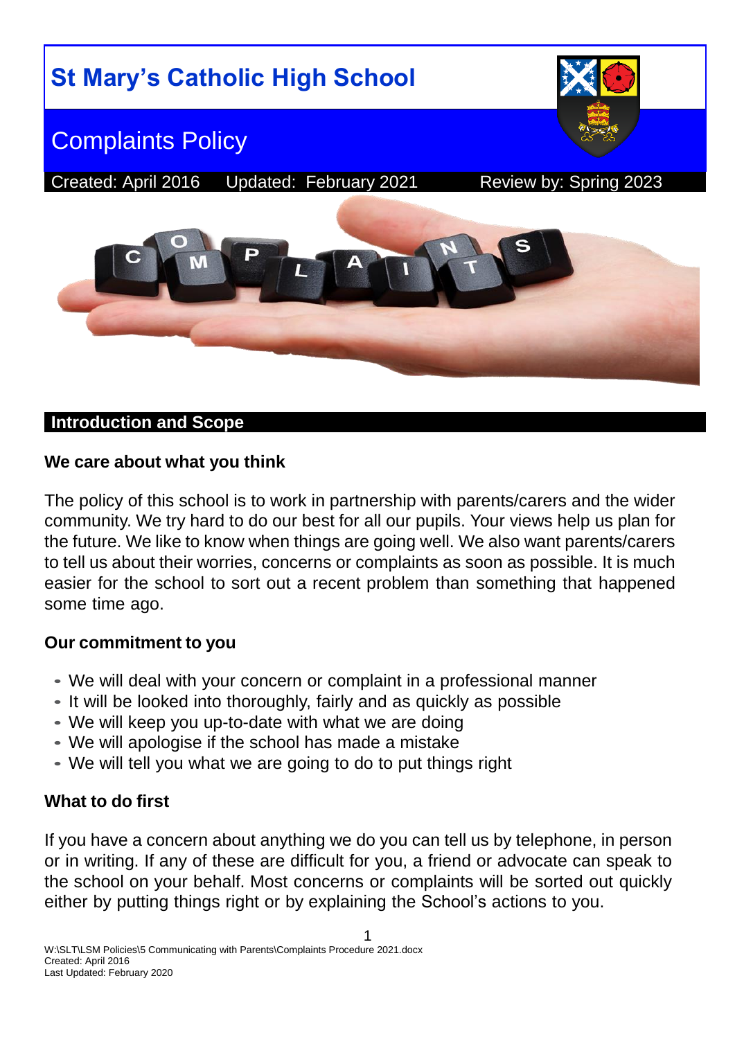# St Mary's Catholic High School

## Complaints Policy

Created: April 2016 Updated: February 2021 Review by: Spring 2023

## Introduction and Scope

### We care about what you think

The policy of this school is to work in partnership with parents/carers and the wider community. We try hard to do our best for all our pupils. Your views help us plan for the future. We like to know when things are going well. We also want parents/carers to tell us about their worries, concerns or complaints as soon as possible. It is much easier for the school to sort out a recent problem than something that happened some time ago.

### Our commitment to you

- We will deal with your concern or complaint in a professional manner
- It will be looked into thoroughly, fairly and as quickly as possible
- We will keep you up-to-date with what we are doing
- We will apologise if the school has made a mistake
- We will tell you what we are going to do to put things right

### What to do first

If you have a concern about anything we do you can tell us by telephone, in person or in writing. If any of these are difficult for you, a friend or advocate can speak to the school on your behalf. Most concerns or complaints will be sorted out quickly either by putting things right or by explaining the School's actions to you.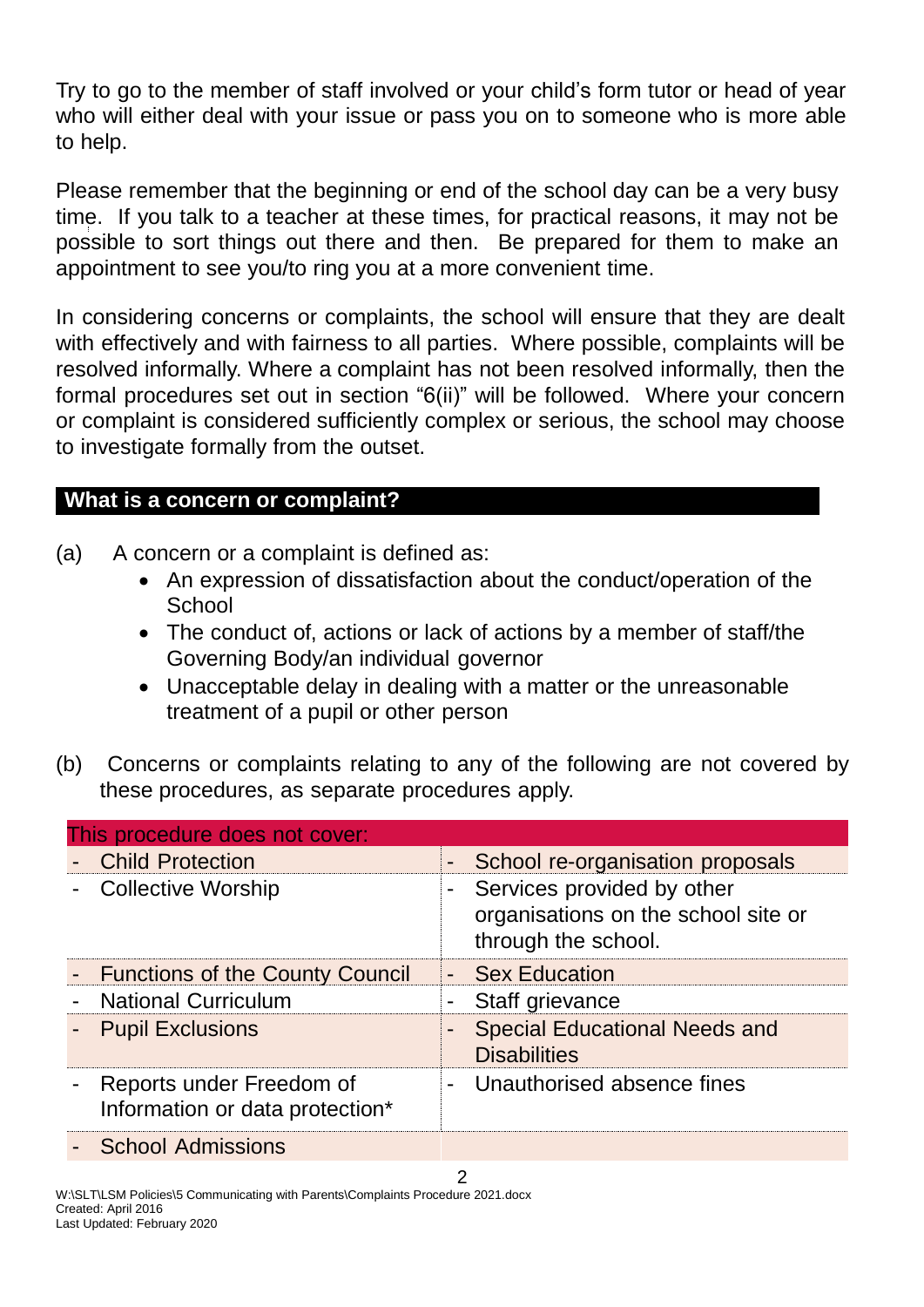Try to go to the member of staff involved or your child's form tutor or head of year who will either deal with your issue or pass you on to someone who is more able to help.

Please remember that the beginning or end of the school day can be a very busy time. If you talk to a teacher at these times, for practical reasons, it may not be possible to sort things out there and then. Be prepared for them to make an appointment to see you/to ring you at a more convenient time.

In considering concerns or complaints, the school will ensure that they are dealt with effectively and with fairness to all parties. Where possible, complaints will be resolved informally. Where a complaint has not been resolved informally, then the formal procedures set out in section "6(ii)" will be followed. Where your concern or complaint is considered sufficiently complex or serious, the school may choose to investigate formally from the outset.

## What is a concern or complaint?

(a) A concern or a complaint is defined as:

- An expression of dissatisfaction about the conduct/operation of the School
- The conduct of, actions or lack of actions by a member of staff/the Governing Body/an individual governor
- Unacceptable delay in dealing with a matter or the unreasonable treatment of a pupil or other person

(b) Concerns or complaints relating to any of the following are not covered by these procedures, as separate procedures apply.

| This procedure does not cover: | |
|---|---|
| - Child Protection | - School re-organisation proposals |
| - Collective Worship | - Services provided by other organisations on the school site or through the school. |
| - Functions of the County Council | - Sex Education |
| - National Curriculum | - Staff grievance |
| - Pupil Exclusions | - Special Educational Needs and Disabilities |
| - Reports under Freedom of Information or data protection* | - Unauthorised absence fines |
| - School Admissions | |

W:\SLT\LSM Policies\5 Communicating with Parents\Complaints Procedure 2021.docx
Created: April 2016
Last Updated: February 2020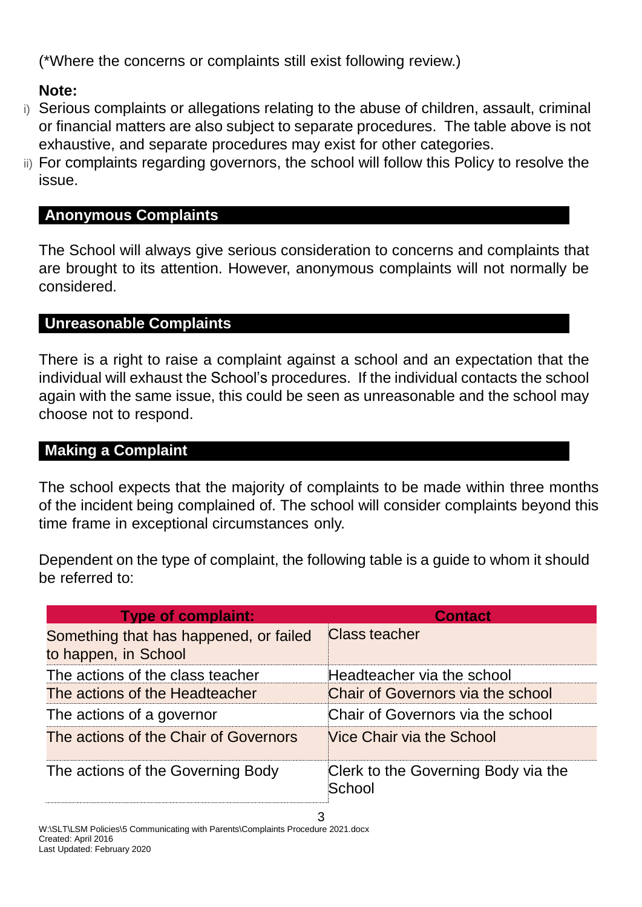(*Where the concerns or complaints still exist following review.)

**Note:**

i) Serious complaints or allegations relating to the abuse of children, assault, criminal or financial matters are also subject to separate procedures. The table above is not exhaustive, and separate procedures may exist for other categories.

ii) For complaints regarding governors, the school will follow this Policy to resolve the issue.

## Anonymous Complaints

The School will always give serious consideration to concerns and complaints that are brought to its attention. However, anonymous complaints will not normally be considered.

## Unreasonable Complaints

There is a right to raise a complaint against a school and an expectation that the individual will exhaust the School's procedures. If the individual contacts the school again with the same issue, this could be seen as unreasonable and the school may choose not to respond.

## Making a Complaint

The school expects that the majority of complaints to be made within three months of the incident being complained of. The school will consider complaints beyond this time frame in exceptional circumstances only.

Dependent on the type of complaint, the following table is a guide to whom it should be referred to:

| Type of complaint: | Contact |
| --- | --- |
| Something that has happened, or failed to happen, in School | Class teacher |
| The actions of the class teacher | Headteacher via the school |
| The actions of the Headteacher | Chair of Governors via the school |
| The actions of a governor | Chair of Governors via the school |
| The actions of the Chair of Governors | Vice Chair via the School |
| The actions of the Governing Body | Clerk to the Governing Body via the School |

W:\SLT\LSM Policies\5 Communicating with Parents\Complaints Procedure 2021.docx
Created: April 2016
Last Updated: February 2020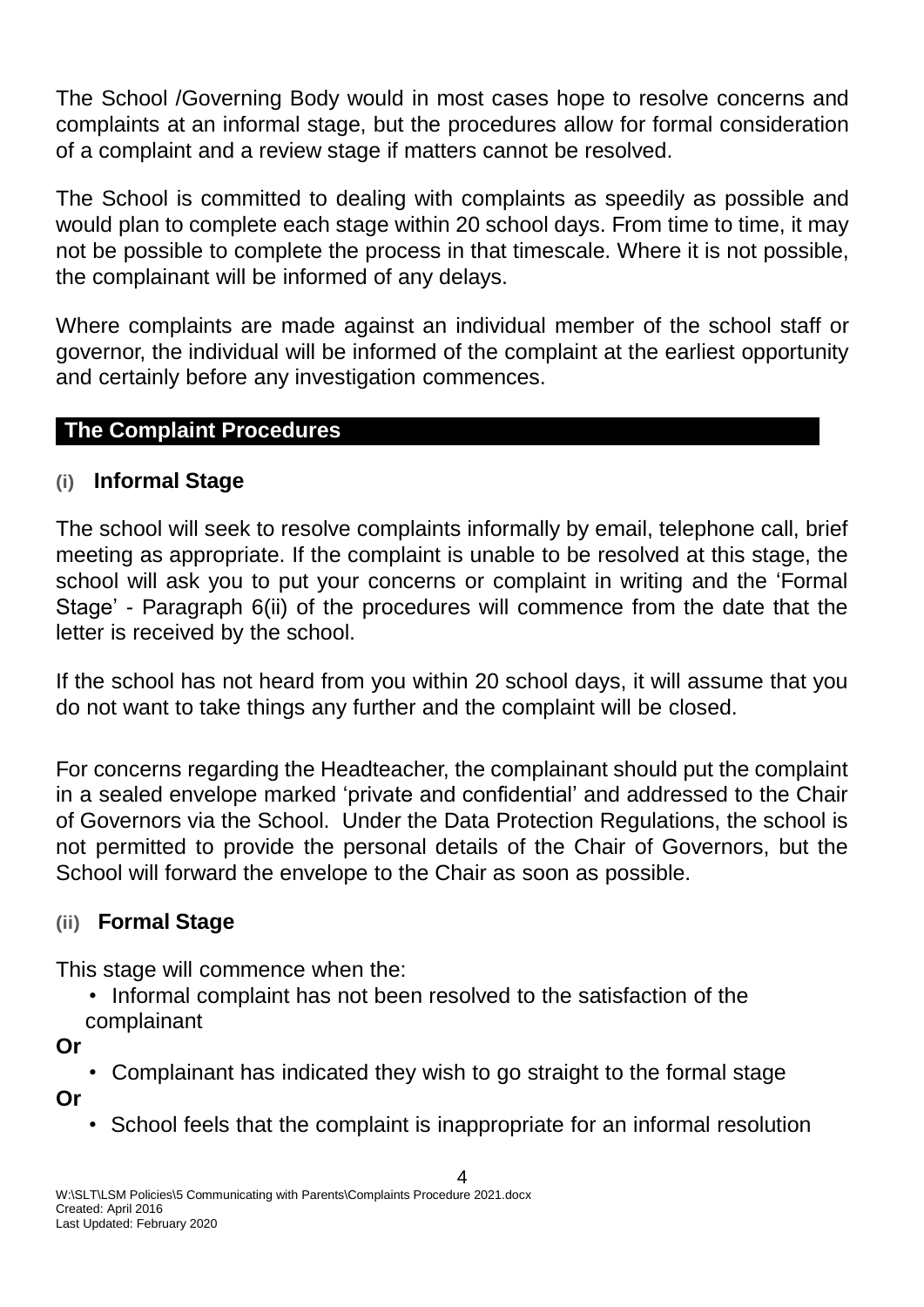The School /Governing Body would in most cases hope to resolve concerns and complaints at an informal stage, but the procedures allow for formal consideration of a complaint and a review stage if matters cannot be resolved.

The School is committed to dealing with complaints as speedily as possible and would plan to complete each stage within 20 school days. From time to time, it may not be possible to complete the process in that timescale. Where it is not possible, the complainant will be informed of any delays.

Where complaints are made against an individual member of the school staff or governor, the individual will be informed of the complaint at the earliest opportunity and certainly before any investigation commences.

## The Complaint Procedures

### (i) Informal Stage

The school will seek to resolve complaints informally by email, telephone call, brief meeting as appropriate. If the complaint is unable to be resolved at this stage, the school will ask you to put your concerns or complaint in writing and the 'Formal Stage' - Paragraph 6(ii) of the procedures will commence from the date that the letter is received by the school.

If the school has not heard from you within 20 school days, it will assume that you do not want to take things any further and the complaint will be closed.

For concerns regarding the Headteacher, the complainant should put the complaint in a sealed envelope marked 'private and confidential' and addressed to the Chair of Governors via the School. Under the Data Protection Regulations, the school is not permitted to provide the personal details of the Chair of Governors, but the School will forward the envelope to the Chair as soon as possible.

### (ii) Formal Stage

This stage will commence when the:

- Informal complaint has not been resolved to the satisfaction of the complainant

**Or**

- Complainant has indicated they wish to go straight to the formal stage

**Or**

- School feels that the complaint is inappropriate for an informal resolution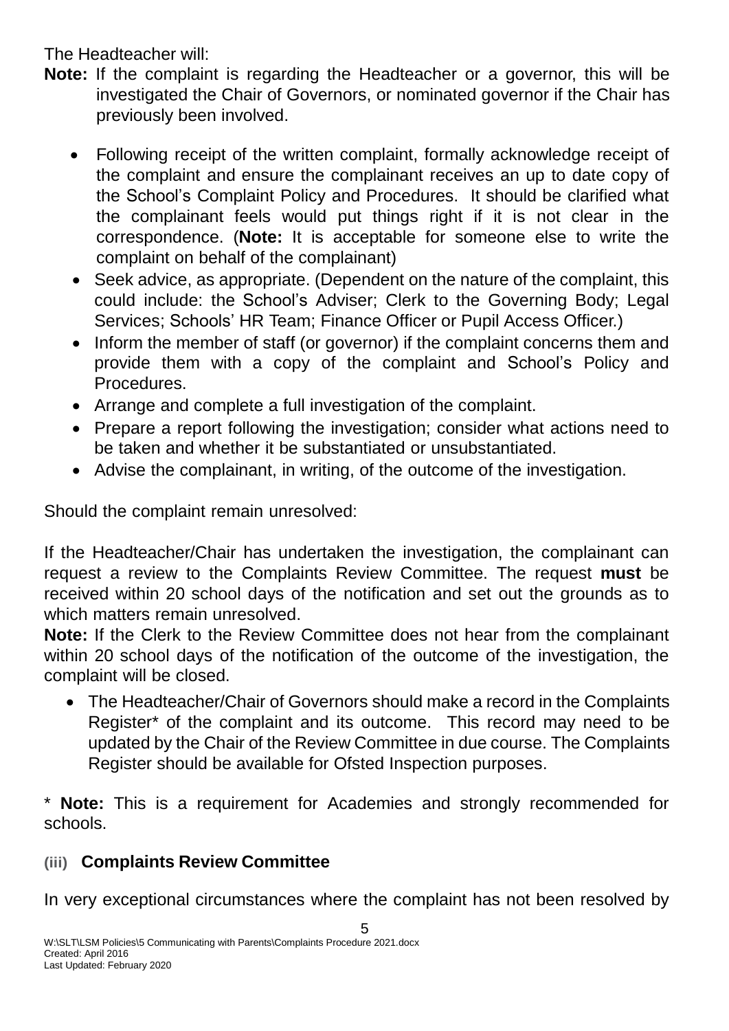The Headteacher will:

**Note:** If the complaint is regarding the Headteacher or a governor, this will be investigated the Chair of Governors, or nominated governor if the Chair has previously been involved.

- Following receipt of the written complaint, formally acknowledge receipt of the complaint and ensure the complainant receives an up to date copy of the School's Complaint Policy and Procedures. It should be clarified what the complainant feels would put things right if it is not clear in the correspondence. (**Note:** It is acceptable for someone else to write the complaint on behalf of the complainant)
- Seek advice, as appropriate. (Dependent on the nature of the complaint, this could include: the School's Adviser; Clerk to the Governing Body; Legal Services; Schools' HR Team; Finance Officer or Pupil Access Officer.)
- Inform the member of staff (or governor) if the complaint concerns them and provide them with a copy of the complaint and School's Policy and Procedures.
- Arrange and complete a full investigation of the complaint.
- Prepare a report following the investigation; consider what actions need to be taken and whether it be substantiated or unsubstantiated.
- Advise the complainant, in writing, of the outcome of the investigation.

Should the complaint remain unresolved:

If the Headteacher/Chair has undertaken the investigation, the complainant can request a review to the Complaints Review Committee. The request **must** be received within 20 school days of the notification and set out the grounds as to which matters remain unresolved.

**Note:** If the Clerk to the Review Committee does not hear from the complainant within 20 school days of the notification of the outcome of the investigation, the complaint will be closed.

- The Headteacher/Chair of Governors should make a record in the Complaints Register* of the complaint and its outcome. This record may need to be updated by the Chair of the Review Committee in due course. The Complaints Register should be available for Ofsted Inspection purposes.

\* **Note:** This is a requirement for Academies and strongly recommended for schools.

### (iii) Complaints Review Committee

In very exceptional circumstances where the complaint has not been resolved by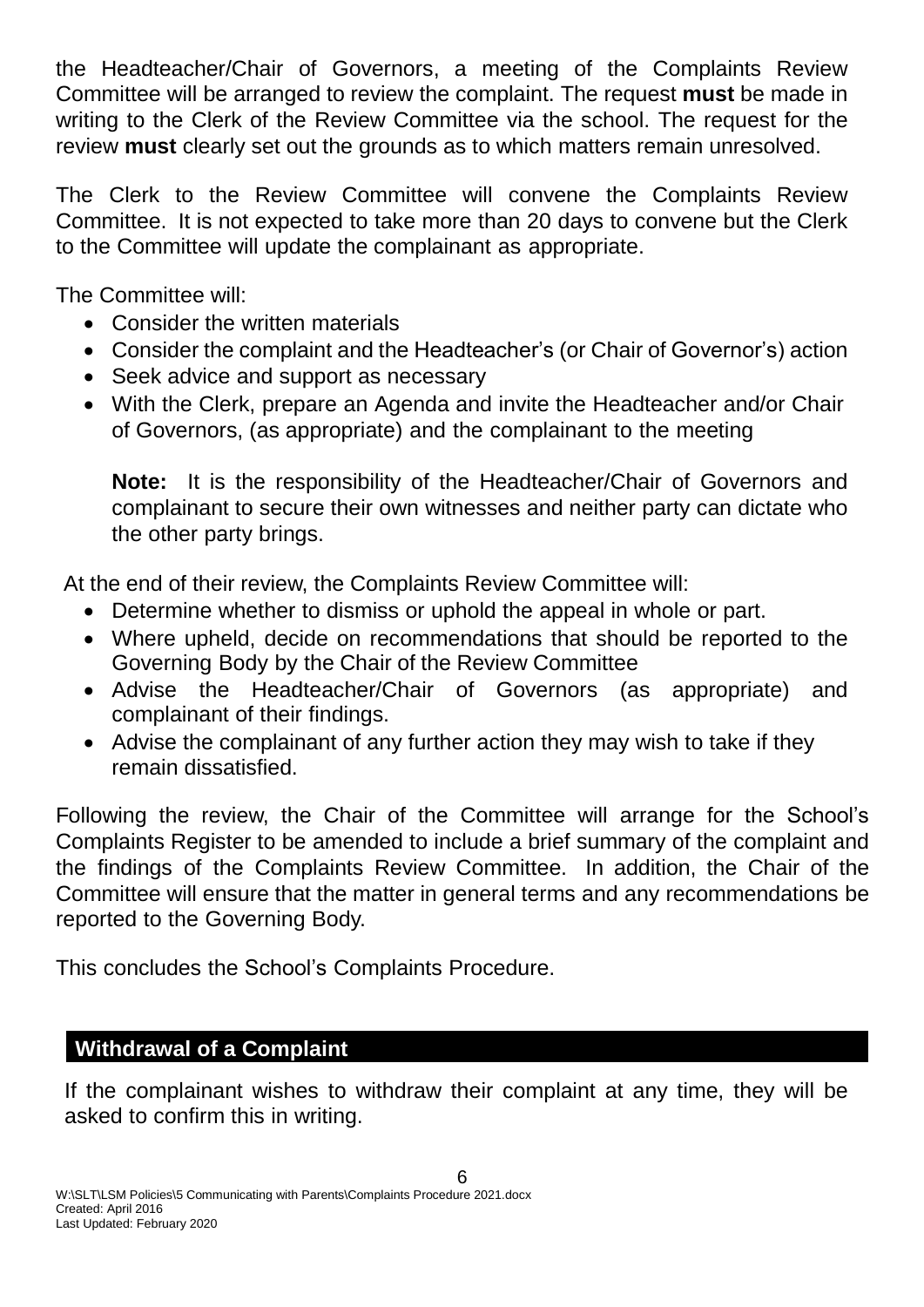the Headteacher/Chair of Governors, a meeting of the Complaints Review Committee will be arranged to review the complaint. The request **must** be made in writing to the Clerk of the Review Committee via the school. The request for the review **must** clearly set out the grounds as to which matters remain unresolved.

The Clerk to the Review Committee will convene the Complaints Review Committee. It is not expected to take more than 20 days to convene but the Clerk to the Committee will update the complainant as appropriate.

The Committee will:

- Consider the written materials
- Consider the complaint and the Headteacher's (or Chair of Governor's) action
- Seek advice and support as necessary
- With the Clerk, prepare an Agenda and invite the Headteacher and/or Chair of Governors, (as appropriate) and the complainant to the meeting

  **Note:** It is the responsibility of the Headteacher/Chair of Governors and complainant to secure their own witnesses and neither party can dictate who the other party brings.

At the end of their review, the Complaints Review Committee will:

- Determine whether to dismiss or uphold the appeal in whole or part.
- Where upheld, decide on recommendations that should be reported to the Governing Body by the Chair of the Review Committee
- Advise the Headteacher/Chair of Governors (as appropriate) and complainant of their findings.
- Advise the complainant of any further action they may wish to take if they remain dissatisfied.

Following the review, the Chair of the Committee will arrange for the School's Complaints Register to be amended to include a brief summary of the complaint and the findings of the Complaints Review Committee. In addition, the Chair of the Committee will ensure that the matter in general terms and any recommendations be reported to the Governing Body.

This concludes the School's Complaints Procedure.

## Withdrawal of a Complaint

If the complainant wishes to withdraw their complaint at any time, they will be asked to confirm this in writing.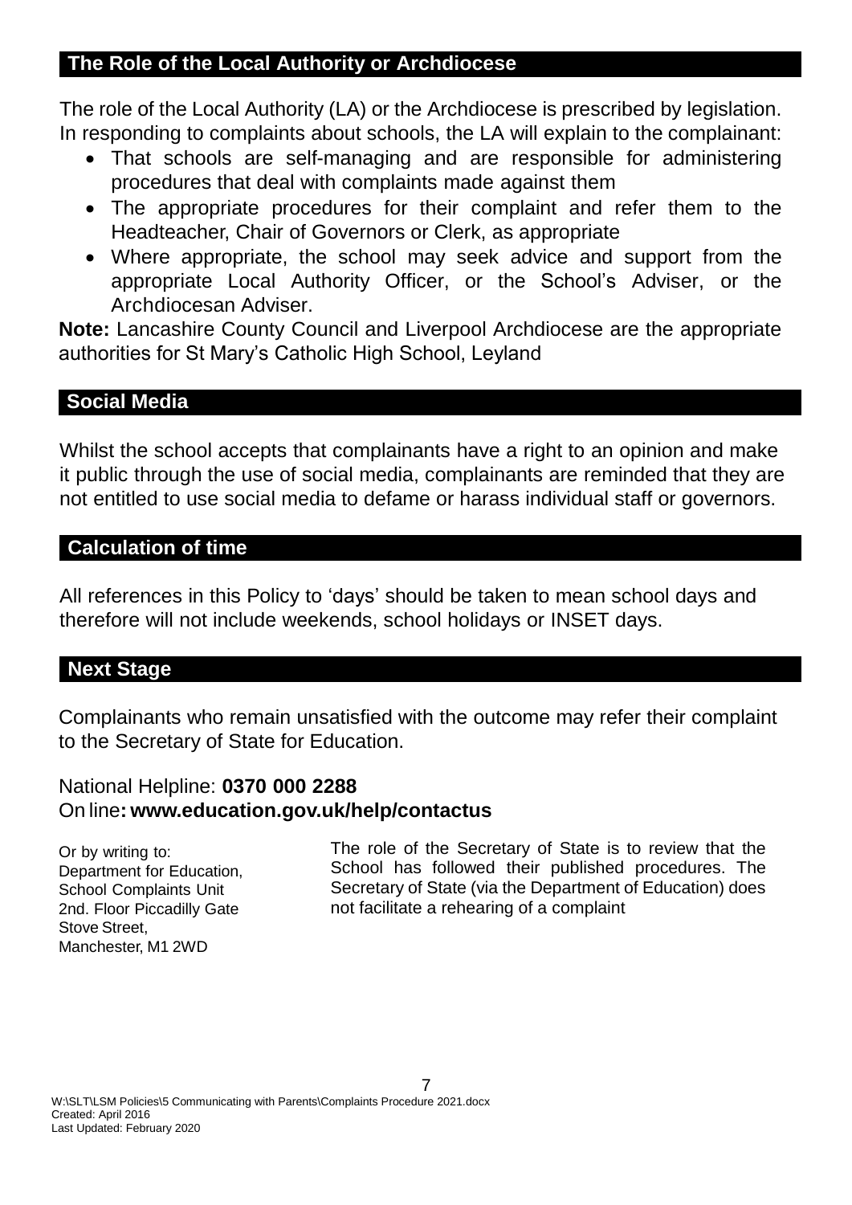## The Role of the Local Authority or Archdiocese

The role of the Local Authority (LA) or the Archdiocese is prescribed by legislation. In responding to complaints about schools, the LA will explain to the complainant:

- That schools are self-managing and are responsible for administering procedures that deal with complaints made against them
- The appropriate procedures for their complaint and refer them to the Headteacher, Chair of Governors or Clerk, as appropriate
- Where appropriate, the school may seek advice and support from the appropriate Local Authority Officer, or the School's Adviser, or the Archdiocesan Adviser.

**Note:** Lancashire County Council and Liverpool Archdiocese are the appropriate authorities for St Mary's Catholic High School, Leyland

## Social Media

Whilst the school accepts that complainants have a right to an opinion and make it public through the use of social media, complainants are reminded that they are not entitled to use social media to defame or harass individual staff or governors.

## Calculation of time

All references in this Policy to 'days' should be taken to mean school days and therefore will not include weekends, school holidays or INSET days.

## Next Stage

Complainants who remain unsatisfied with the outcome may refer their complaint to the Secretary of State for Education.

National Helpline: **0370 000 2288**
On line**: www.education.gov.uk/help/contactus**

Or by writing to:
Department for Education,
School Complaints Unit
2nd. Floor Piccadilly Gate
Stove Street,
Manchester, M1 2WD

The role of the Secretary of State is to review that the School has followed their published procedures. The Secretary of State (via the Department of Education) does not facilitate a rehearing of a complaint

W:\SLT\LSM Policies\5 Communicating with Parents\Complaints Procedure 2021.docx
Created: April 2016
Last Updated: February 2020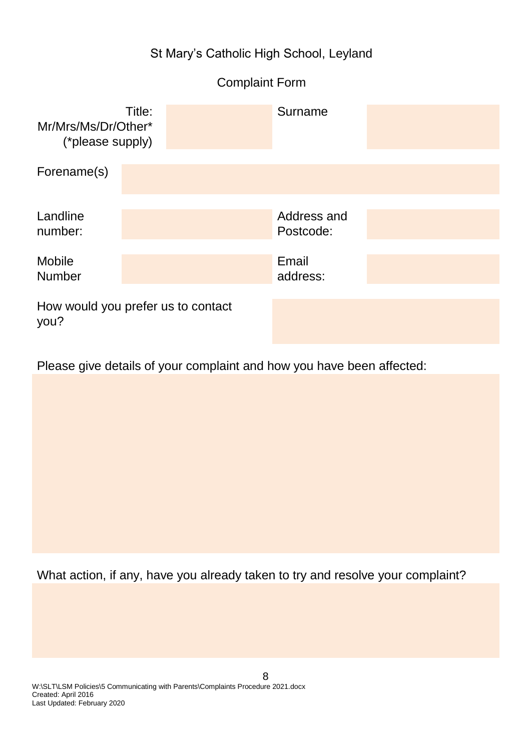St Mary's Catholic High School, Leyland

Complaint Form

| Title: Mr/Mrs/Ms/Dr/Other* (*please supply) | | Surname | |
| --- | --- | --- | --- |
| Forename(s) | | | |
| Landline number: | | Address and Postcode: | |
| Mobile Number | | Email address: | |
| How would you prefer us to contact you? | | | |

Please give details of your complaint and how you have been affected:

What action, if any, have you already taken to try and resolve your complaint?

W:\SLT\LSM Policies\5 Communicating with Parents\Complaints Procedure 2021.docx
Created: April 2016
Last Updated: February 2020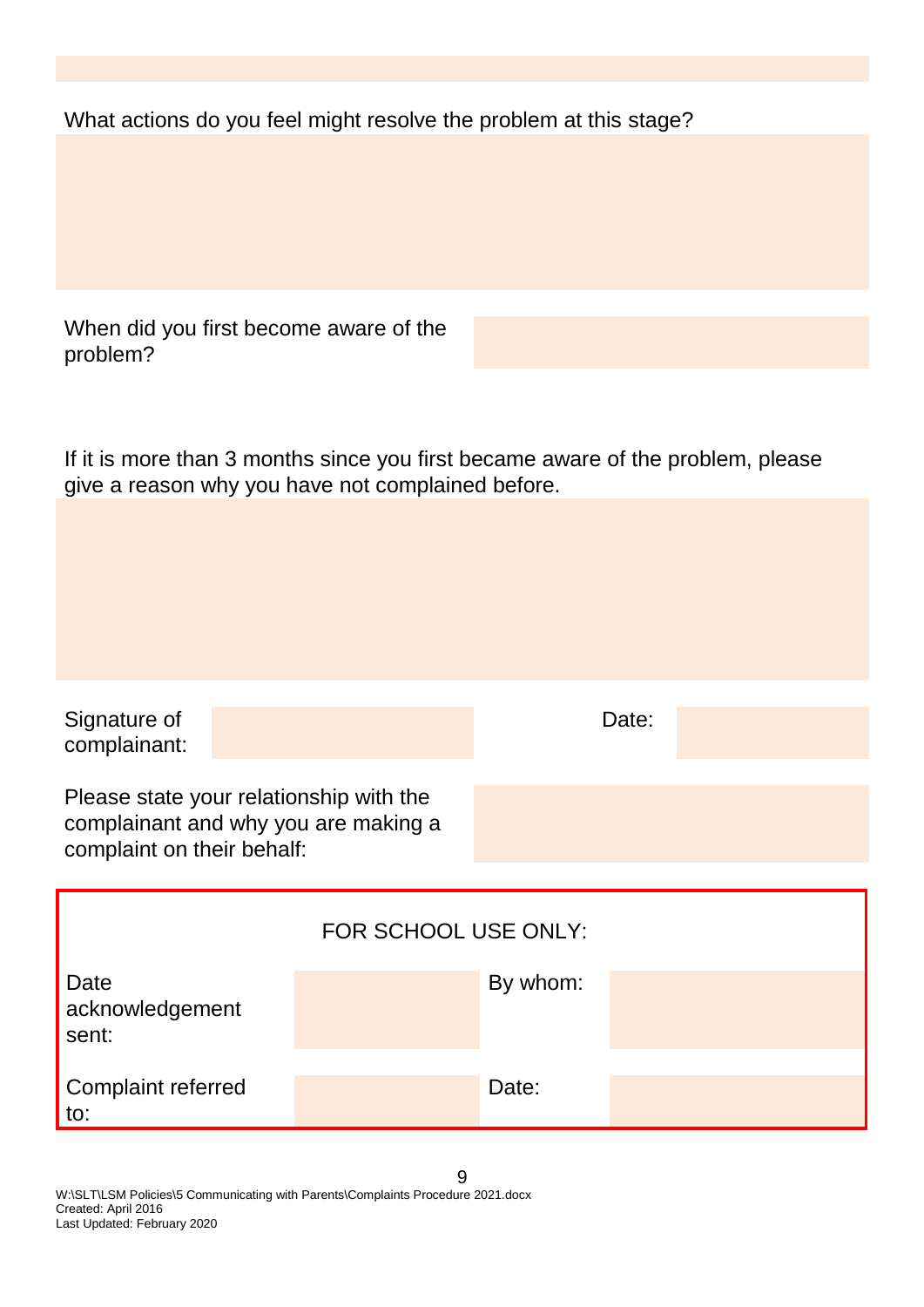What actions do you feel might resolve the problem at this stage?

When did you first become aware of the problem?

If it is more than 3 months since you first became aware of the problem, please give a reason why you have not complained before.

| | | | |
|---|---|---|---|
| Signature of complainant: | | Date: | |

Please state your relationship with the complainant and why you are making a complaint on their behalf:

**FOR SCHOOL USE ONLY:**

| | | | |
|---|---|---|---|
| Date acknowledgement sent: | | By whom: | |
| Complaint referred to: | | Date: | |

W:\SLT\LSM Policies\5 Communicating with Parents\Complaints Procedure 2021.docx
Created: April 2016
Last Updated: February 2020